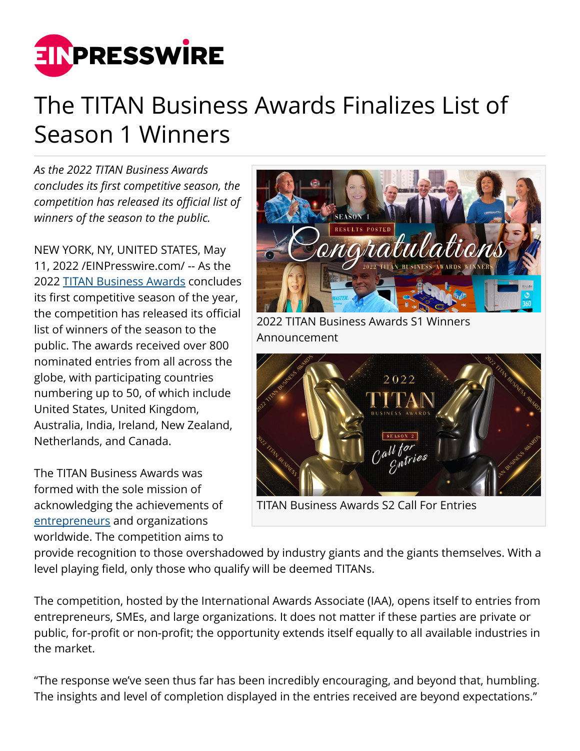# The TITAN Business Awards Finalizes List of Season 1 Winners

*As the 2022 TITAN Business Awards concludes its first competitive season, the competition has released its official list of winners of the season to the public.*

2022 TITAN Business Awards S1 Winners Announcement

TITAN Business Awards S2 Call For Entries

NEW YORK, NY, UNITED STATES, May 11, 2022 /EINPresswire.com/ -- As the 2022 TITAN Business Awards concludes its first competitive season of the year, the competition has released its official list of winners of the season to the public. The awards received over 800 nominated entries from all across the globe, with participating countries numbering up to 50, of which include United States, United Kingdom, Australia, India, Ireland, New Zealand, Netherlands, and Canada.

The TITAN Business Awards was formed with the sole mission of acknowledging the achievements of entrepreneurs and organizations worldwide. The competition aims to provide recognition to those overshadowed by industry giants and the giants themselves. With a level playing field, only those who qualify will be deemed TITANs.

The competition, hosted by the International Awards Associate (IAA), opens itself to entries from entrepreneurs, SMEs, and large organizations. It does not matter if these parties are private or public, for-profit or non-profit; the opportunity extends itself equally to all available industries in the market.

"The response we've seen thus far has been incredibly encouraging, and beyond that, humbling. The insights and level of completion displayed in the entries received are beyond expectations."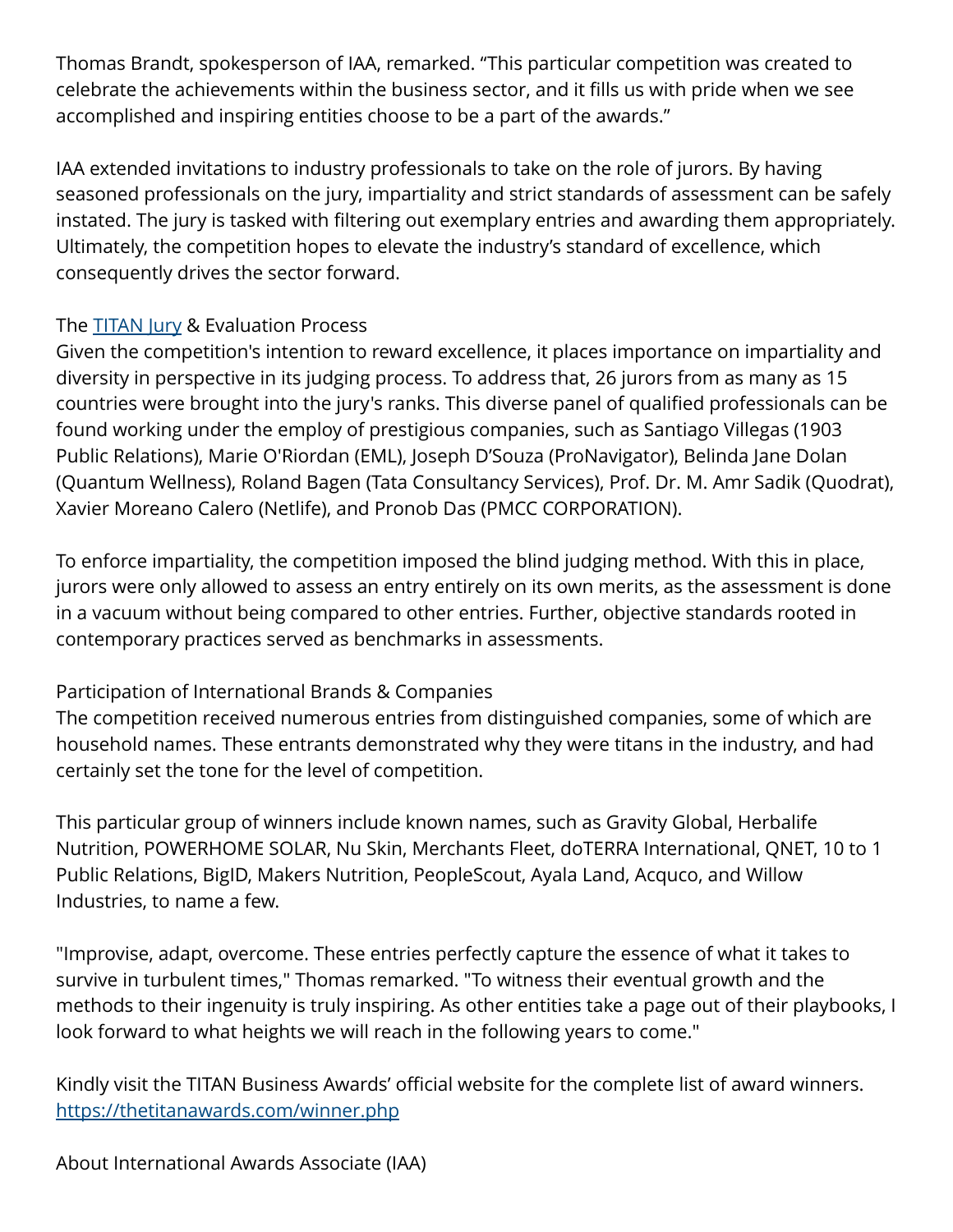Thomas Brandt, spokesperson of IAA, remarked. “This particular competition was created to celebrate the achievements within the business sector, and it fills us with pride when we see accomplished and inspiring entities choose to be a part of the awards.”

IAA extended invitations to industry professionals to take on the role of jurors. By having seasoned professionals on the jury, impartiality and strict standards of assessment can be safely instated. The jury is tasked with filtering out exemplary entries and awarding them appropriately. Ultimately, the competition hopes to elevate the industry’s standard of excellence, which consequently drives the sector forward.

The [TITAN Jury](#) & Evaluation Process

Given the competition's intention to reward excellence, it places importance on impartiality and diversity in perspective in its judging process. To address that, 26 jurors from as many as 15 countries were brought into the jury's ranks. This diverse panel of qualified professionals can be found working under the employ of prestigious companies, such as Santiago Villegas (1903 Public Relations), Marie O'Riordan (EML), Joseph D’Souza (ProNavigator), Belinda Jane Dolan (Quantum Wellness), Roland Bagen (Tata Consultancy Services), Prof. Dr. M. Amr Sadik (Quodrat), Xavier Moreano Calero (Netlife), and Pronob Das (PMCC CORPORATION).

To enforce impartiality, the competition imposed the blind judging method. With this in place, jurors were only allowed to assess an entry entirely on its own merits, as the assessment is done in a vacuum without being compared to other entries. Further, objective standards rooted in contemporary practices served as benchmarks in assessments.

Participation of International Brands & Companies

The competition received numerous entries from distinguished companies, some of which are household names. These entrants demonstrated why they were titans in the industry, and had certainly set the tone for the level of competition.

This particular group of winners include known names, such as Gravity Global, Herbalife Nutrition, POWERHOME SOLAR, Nu Skin, Merchants Fleet, doTERRA International, QNET, 10 to 1 Public Relations, BigID, Makers Nutrition, PeopleScout, Ayala Land, Acquco, and Willow Industries, to name a few.

"Improvise, adapt, overcome. These entries perfectly capture the essence of what it takes to survive in turbulent times," Thomas remarked. "To witness their eventual growth and the methods to their ingenuity is truly inspiring. As other entities take a page out of their playbooks, I look forward to what heights we will reach in the following years to come."

Kindly visit the TITAN Business Awards’ official website for the complete list of award winners.
[https://thetitanawards.com/winner.php](https://thetitanawards.com/winner.php)

About International Awards Associate (IAA)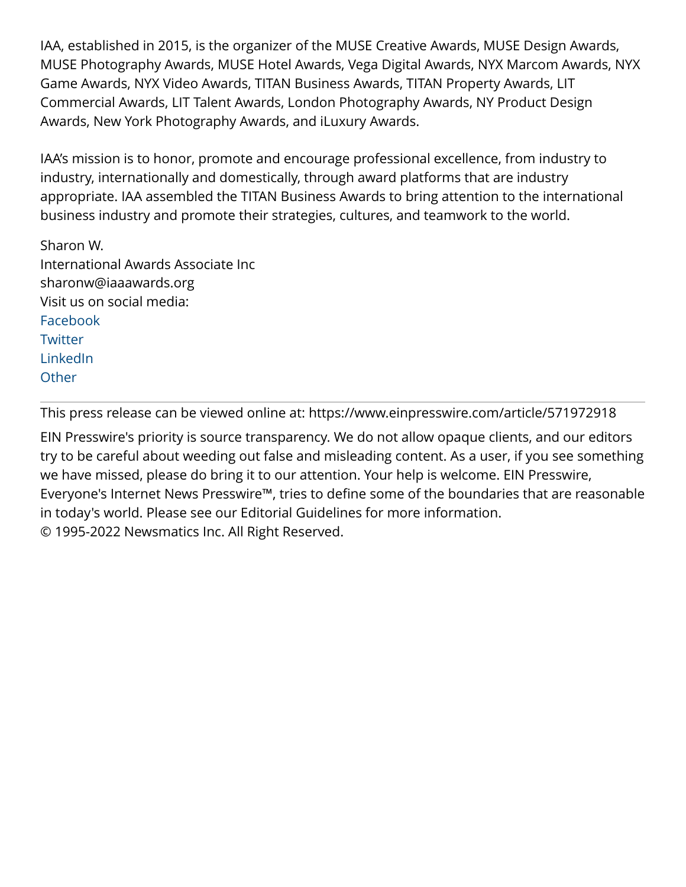IAA, established in 2015, is the organizer of the MUSE Creative Awards, MUSE Design Awards, MUSE Photography Awards, MUSE Hotel Awards, Vega Digital Awards, NYX Marcom Awards, NYX Game Awards, NYX Video Awards, TITAN Business Awards, TITAN Property Awards, LIT Commercial Awards, LIT Talent Awards, London Photography Awards, NY Product Design Awards, New York Photography Awards, and iLuxury Awards.

IAA's mission is to honor, promote and encourage professional excellence, from industry to industry, internationally and domestically, through award platforms that are industry appropriate. IAA assembled the TITAN Business Awards to bring attention to the international business industry and promote their strategies, cultures, and teamwork to the world.

Sharon W.  
International Awards Associate Inc  
sharonw@iaaawards.org  
Visit us on social media:  
Facebook  
Twitter  
LinkedIn  
Other

---

This press release can be viewed online at: https://www.einpresswire.com/article/571972918

EIN Presswire's priority is source transparency. We do not allow opaque clients, and our editors try to be careful about weeding out false and misleading content. As a user, if you see something we have missed, please do bring it to our attention. Your help is welcome. EIN Presswire, Everyone's Internet News Presswire™, tries to define some of the boundaries that are reasonable in today's world. Please see our Editorial Guidelines for more information.  
© 1995-2022 Newsmatics Inc. All Right Reserved.